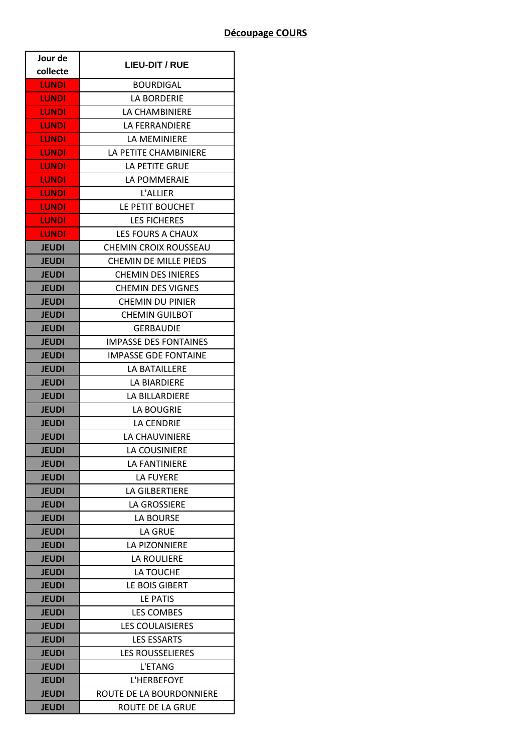## Découpage COURS

| Jour de collecte | LIEU-DIT / RUE |
|---|---|
| LUNDI | BOURDIGAL |
| LUNDI | LA BORDERIE |
| LUNDI | LA CHAMBINIERE |
| LUNDI | LA FERRANDIERE |
| LUNDI | LA MEMINIERE |
| LUNDI | LA PETITE CHAMBINIERE |
| LUNDI | LA PETITE GRUE |
| LUNDI | LA POMMERAIE |
| LUNDI | L'ALLIER |
| LUNDI | LE PETIT BOUCHET |
| LUNDI | LES FICHERES |
| LUNDI | LES FOURS A CHAUX |
| JEUDI | CHEMIN CROIX ROUSSEAU |
| JEUDI | CHEMIN DE MILLE PIEDS |
| JEUDI | CHEMIN DES INIERES |
| JEUDI | CHEMIN DES VIGNES |
| JEUDI | CHEMIN DU PINIER |
| JEUDI | CHEMIN GUILBOT |
| JEUDI | GERBAUDIE |
| JEUDI | IMPASSE DES FONTAINES |
| JEUDI | IMPASSE GDE FONTAINE |
| JEUDI | LA BATAILLERE |
| JEUDI | LA BIARDIERE |
| JEUDI | LA BILLARDIERE |
| JEUDI | LA BOUGRIE |
| JEUDI | LA CENDRIE |
| JEUDI | LA CHAUVINIERE |
| JEUDI | LA COUSINIERE |
| JEUDI | LA FANTINIERE |
| JEUDI | LA FUYERE |
| JEUDI | LA GILBERTIERE |
| JEUDI | LA GROSSIERE |
| JEUDI | LA BOURSE |
| JEUDI | LA GRUE |
| JEUDI | LA PIZONNIERE |
| JEUDI | LA ROULIERE |
| JEUDI | LA TOUCHE |
| JEUDI | LE BOIS GIBERT |
| JEUDI | LE PATIS |
| JEUDI | LES COMBES |
| JEUDI | LES COULAISIERES |
| JEUDI | LES ESSARTS |
| JEUDI | LES ROUSSELIERES |
| JEUDI | L'ETANG |
| JEUDI | L'HERBEFOYE |
| JEUDI | ROUTE DE LA BOURDONNIERE |
| JEUDI | ROUTE DE LA GRUE |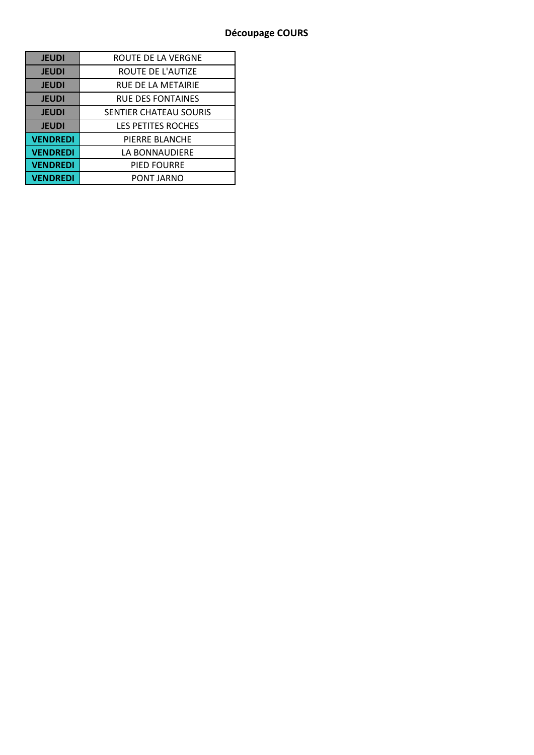# **Découpage COURS**

| | |
|---|---|
| **JEUDI** | ROUTE DE LA VERGNE |
| **JEUDI** | ROUTE DE L'AUTIZE |
| **JEUDI** | RUE DE LA METAIRIE |
| **JEUDI** | RUE DES FONTAINES |
| **JEUDI** | SENTIER CHATEAU SOURIS |
| **JEUDI** | LES PETITES ROCHES |
| **VENDREDI** | PIERRE BLANCHE |
| **VENDREDI** | LA BONNAUDIERE |
| **VENDREDI** | PIED FOURRE |
| **VENDREDI** | PONT JARNO |